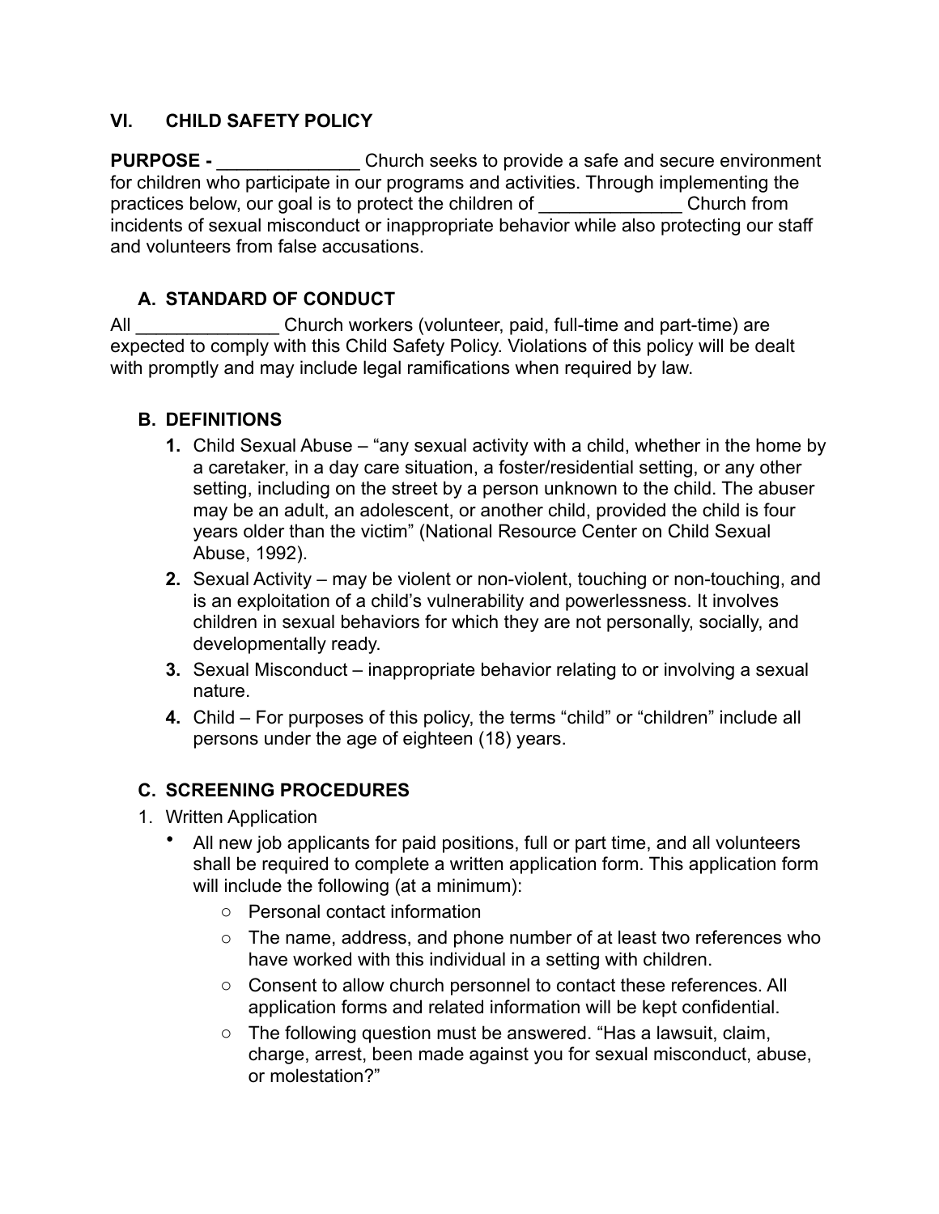## VI. CHILD SAFETY POLICY

**PURPOSE -** ______________ Church seeks to provide a safe and secure environment for children who participate in our programs and activities. Through implementing the practices below, our goal is to protect the children of ______________ Church from incidents of sexual misconduct or inappropriate behavior while also protecting our staff and volunteers from false accusations.

### A. STANDARD OF CONDUCT

All ______________ Church workers (volunteer, paid, full-time and part-time) are expected to comply with this Child Safety Policy. Violations of this policy will be dealt with promptly and may include legal ramifications when required by law.

### B. DEFINITIONS

1. Child Sexual Abuse – "any sexual activity with a child, whether in the home by a caretaker, in a day care situation, a foster/residential setting, or any other setting, including on the street by a person unknown to the child. The abuser may be an adult, an adolescent, or another child, provided the child is four years older than the victim" (National Resource Center on Child Sexual Abuse, 1992).
2. Sexual Activity – may be violent or non-violent, touching or non-touching, and is an exploitation of a child's vulnerability and powerlessness. It involves children in sexual behaviors for which they are not personally, socially, and developmentally ready.
3. Sexual Misconduct – inappropriate behavior relating to or involving a sexual nature.
4. Child – For purposes of this policy, the terms "child" or "children" include all persons under the age of eighteen (18) years.

### C. SCREENING PROCEDURES

1. Written Application
   - All new job applicants for paid positions, full or part time, and all volunteers shall be required to complete a written application form. This application form will include the following (at a minimum):
     - Personal contact information
     - The name, address, and phone number of at least two references who have worked with this individual in a setting with children.
     - Consent to allow church personnel to contact these references. All application forms and related information will be kept confidential.
     - The following question must be answered. "Has a lawsuit, claim, charge, arrest, been made against you for sexual misconduct, abuse, or molestation?"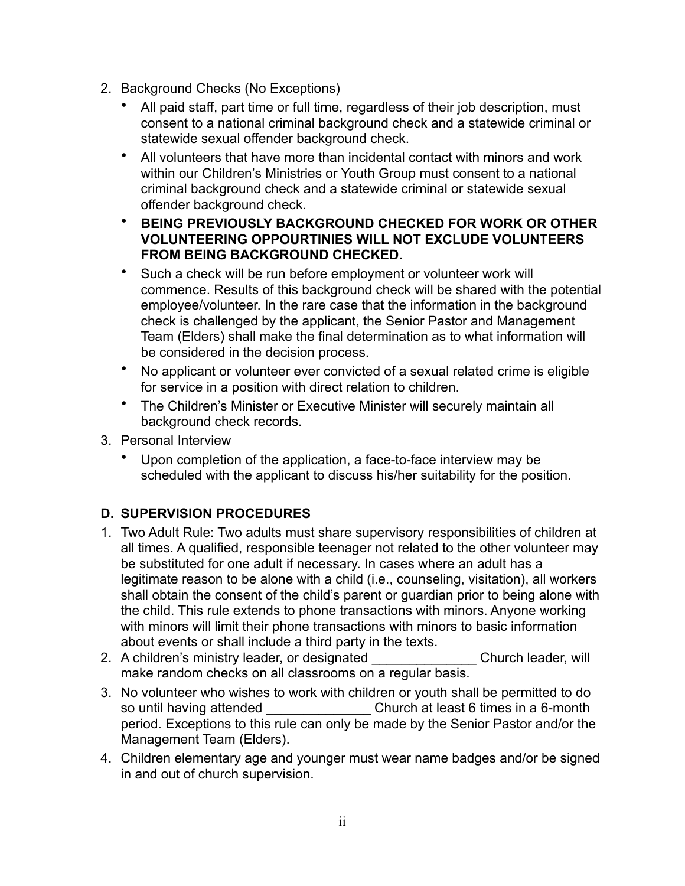2. Background Checks (No Exceptions)
   - All paid staff, part time or full time, regardless of their job description, must consent to a national criminal background check and a statewide criminal or statewide sexual offender background check.
   - All volunteers that have more than incidental contact with minors and work within our Children's Ministries or Youth Group must consent to a national criminal background check and a statewide criminal or statewide sexual offender background check.
   - **BEING PREVIOUSLY BACKGROUND CHECKED FOR WORK OR OTHER VOLUNTEERING OPPOURTINIES WILL NOT EXCLUDE VOLUNTEERS FROM BEING BACKGROUND CHECKED.**
   - Such a check will be run before employment or volunteer work will commence. Results of this background check will be shared with the potential employee/volunteer. In the rare case that the information in the background check is challenged by the applicant, the Senior Pastor and Management Team (Elders) shall make the final determination as to what information will be considered in the decision process.
   - No applicant or volunteer ever convicted of a sexual related crime is eligible for service in a position with direct relation to children.
   - The Children's Minister or Executive Minister will securely maintain all background check records.
3. Personal Interview
   - Upon completion of the application, a face-to-face interview may be scheduled with the applicant to discuss his/her suitability for the position.

### D. SUPERVISION PROCEDURES

1. Two Adult Rule: Two adults must share supervisory responsibilities of children at all times. A qualified, responsible teenager not related to the other volunteer may be substituted for one adult if necessary. In cases where an adult has a legitimate reason to be alone with a child (i.e., counseling, visitation), all workers shall obtain the consent of the child's parent or guardian prior to being alone with the child. This rule extends to phone transactions with minors. Anyone working with minors will limit their phone transactions with minors to basic information about events or shall include a third party in the texts.
2. A children's ministry leader, or designated ______________ Church leader, will make random checks on all classrooms on a regular basis.
3. No volunteer who wishes to work with children or youth shall be permitted to do so until having attended ______________ Church at least 6 times in a 6-month period. Exceptions to this rule can only be made by the Senior Pastor and/or the Management Team (Elders).
4. Children elementary age and younger must wear name badges and/or be signed in and out of church supervision.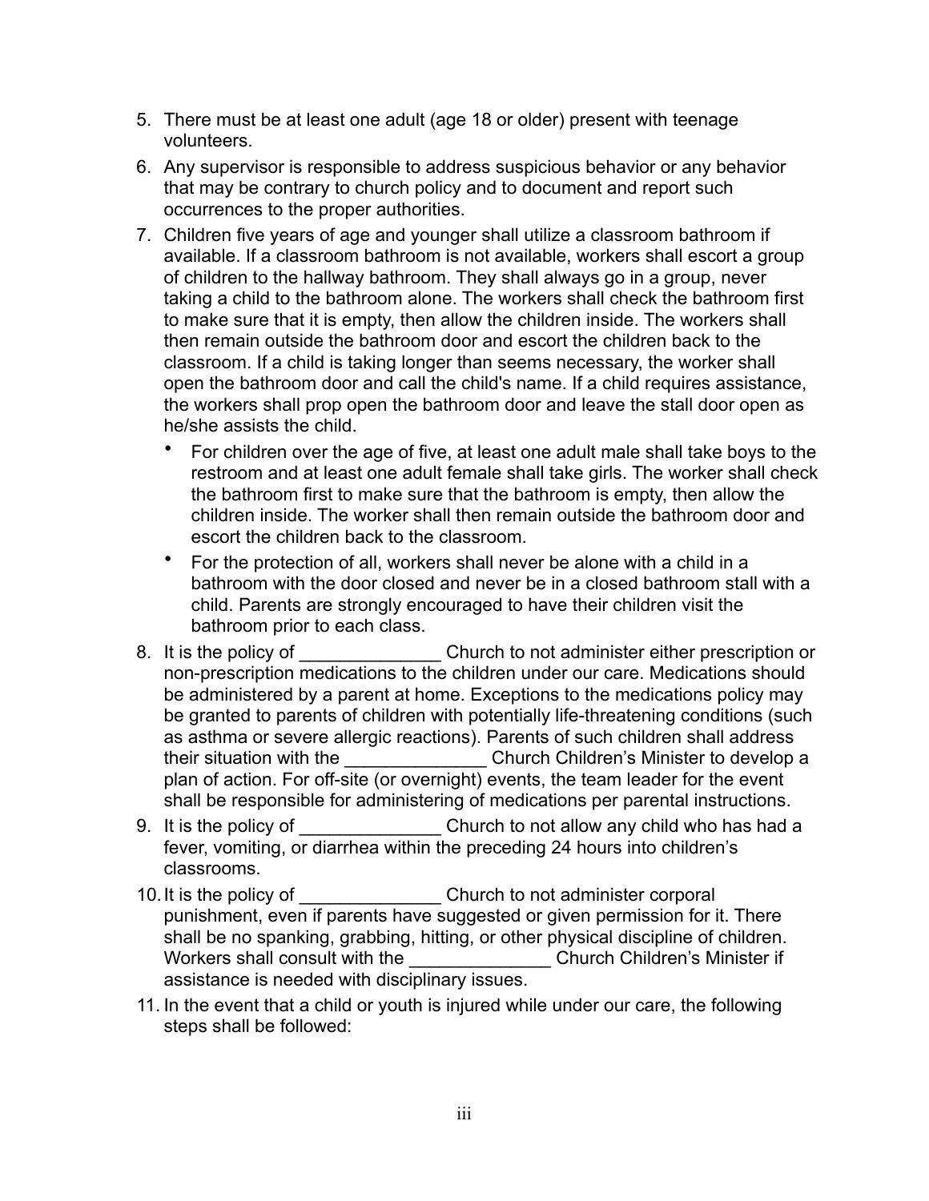5. There must be at least one adult (age 18 or older) present with teenage volunteers.
6. Any supervisor is responsible to address suspicious behavior or any behavior that may be contrary to church policy and to document and report such occurrences to the proper authorities.
7. Children five years of age and younger shall utilize a classroom bathroom if available. If a classroom bathroom is not available, workers shall escort a group of children to the hallway bathroom. They shall always go in a group, never taking a child to the bathroom alone. The workers shall check the bathroom first to make sure that it is empty, then allow the children inside. The workers shall then remain outside the bathroom door and escort the children back to the classroom. If a child is taking longer than seems necessary, the worker shall open the bathroom door and call the child's name. If a child requires assistance, the workers shall prop open the bathroom door and leave the stall door open as he/she assists the child.
   - For children over the age of five, at least one adult male shall take boys to the restroom and at least one adult female shall take girls. The worker shall check the bathroom first to make sure that the bathroom is empty, then allow the children inside. The worker shall then remain outside the bathroom door and escort the children back to the classroom.
   - For the protection of all, workers shall never be alone with a child in a bathroom with the door closed and never be in a closed bathroom stall with a child. Parents are strongly encouraged to have their children visit the bathroom prior to each class.
8. It is the policy of ______________ Church to not administer either prescription or non-prescription medications to the children under our care. Medications should be administered by a parent at home. Exceptions to the medications policy may be granted to parents of children with potentially life-threatening conditions (such as asthma or severe allergic reactions). Parents of such children shall address their situation with the ______________ Church Children's Minister to develop a plan of action. For off-site (or overnight) events, the team leader for the event shall be responsible for administering of medications per parental instructions.
9. It is the policy of ______________ Church to not allow any child who has had a fever, vomiting, or diarrhea within the preceding 24 hours into children's classrooms.
10. It is the policy of ______________ Church to not administer corporal punishment, even if parents have suggested or given permission for it. There shall be no spanking, grabbing, hitting, or other physical discipline of children. Workers shall consult with the ______________ Church Children's Minister if assistance is needed with disciplinary issues.
11. In the event that a child or youth is injured while under our care, the following steps shall be followed: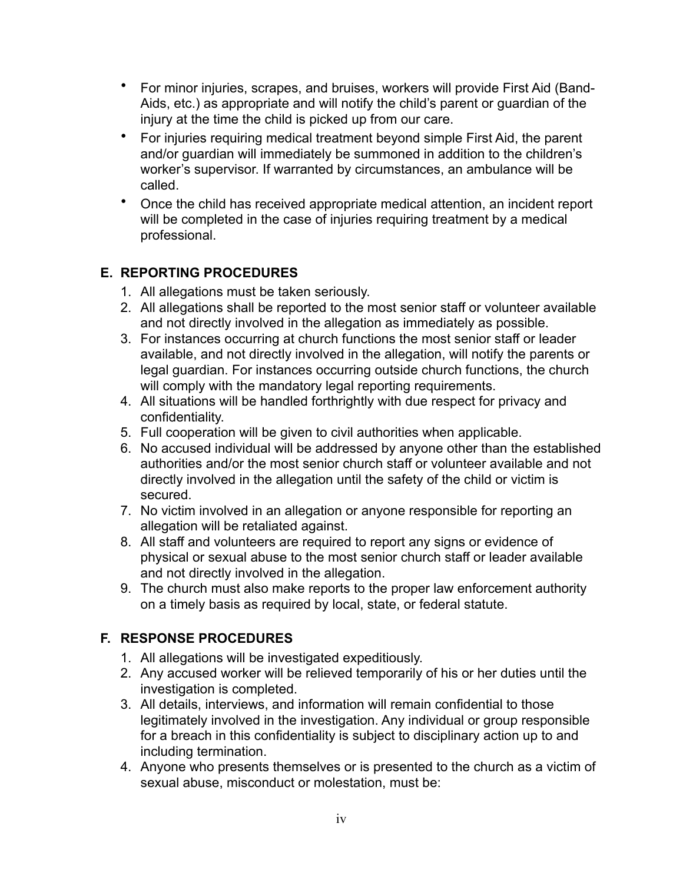- For minor injuries, scrapes, and bruises, workers will provide First Aid (Band-Aids, etc.) as appropriate and will notify the child's parent or guardian of the injury at the time the child is picked up from our care.
- For injuries requiring medical treatment beyond simple First Aid, the parent and/or guardian will immediately be summoned in addition to the children's worker's supervisor. If warranted by circumstances, an ambulance will be called.
- Once the child has received appropriate medical attention, an incident report will be completed in the case of injuries requiring treatment by a medical professional.

## E. REPORTING PROCEDURES

1. All allegations must be taken seriously.
2. All allegations shall be reported to the most senior staff or volunteer available and not directly involved in the allegation as immediately as possible.
3. For instances occurring at church functions the most senior staff or leader available, and not directly involved in the allegation, will notify the parents or legal guardian. For instances occurring outside church functions, the church will comply with the mandatory legal reporting requirements.
4. All situations will be handled forthrightly with due respect for privacy and confidentiality.
5. Full cooperation will be given to civil authorities when applicable.
6. No accused individual will be addressed by anyone other than the established authorities and/or the most senior church staff or volunteer available and not directly involved in the allegation until the safety of the child or victim is secured.
7. No victim involved in an allegation or anyone responsible for reporting an allegation will be retaliated against.
8. All staff and volunteers are required to report any signs or evidence of physical or sexual abuse to the most senior church staff or leader available and not directly involved in the allegation.
9. The church must also make reports to the proper law enforcement authority on a timely basis as required by local, state, or federal statute.

## F. RESPONSE PROCEDURES

1. All allegations will be investigated expeditiously.
2. Any accused worker will be relieved temporarily of his or her duties until the investigation is completed.
3. All details, interviews, and information will remain confidential to those legitimately involved in the investigation. Any individual or group responsible for a breach in this confidentiality is subject to disciplinary action up to and including termination.
4. Anyone who presents themselves or is presented to the church as a victim of sexual abuse, misconduct or molestation, must be: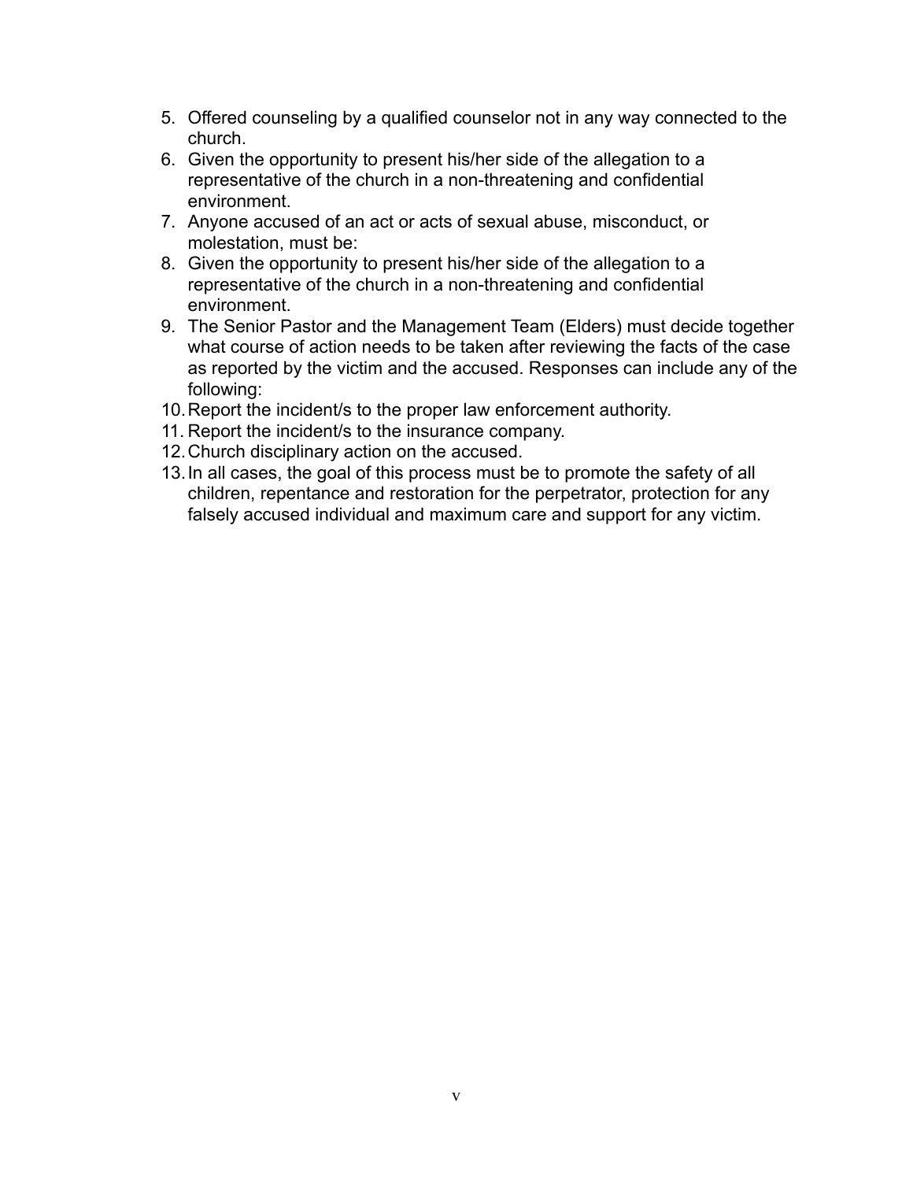5. Offered counseling by a qualified counselor not in any way connected to the church.
6. Given the opportunity to present his/her side of the allegation to a representative of the church in a non-threatening and confidential environment.
7. Anyone accused of an act or acts of sexual abuse, misconduct, or molestation, must be:
8. Given the opportunity to present his/her side of the allegation to a representative of the church in a non-threatening and confidential environment.
9. The Senior Pastor and the Management Team (Elders) must decide together what course of action needs to be taken after reviewing the facts of the case as reported by the victim and the accused. Responses can include any of the following:
10. Report the incident/s to the proper law enforcement authority.
11. Report the incident/s to the insurance company.
12. Church disciplinary action on the accused.
13. In all cases, the goal of this process must be to promote the safety of all children, repentance and restoration for the perpetrator, protection for any falsely accused individual and maximum care and support for any victim.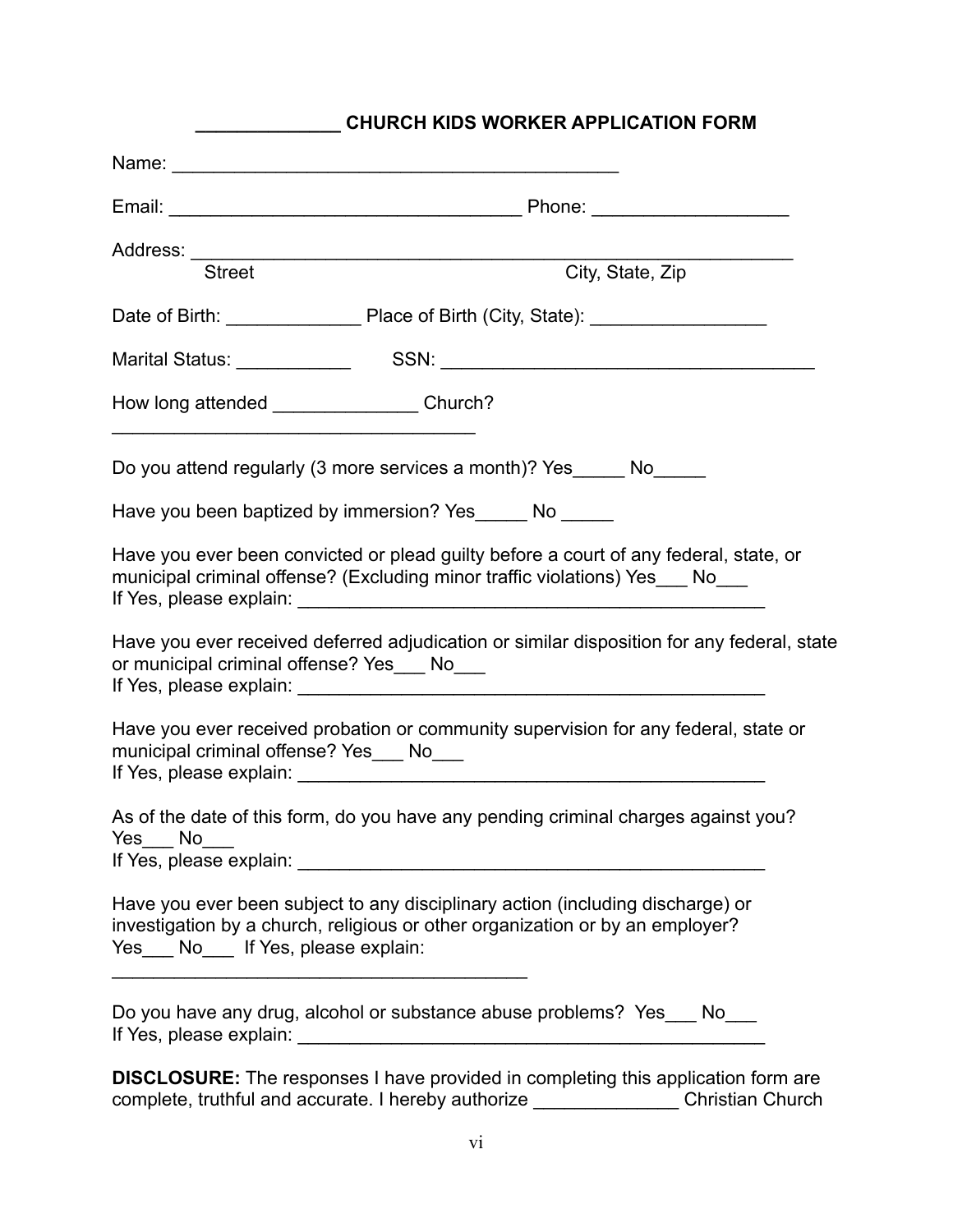## _____________ CHURCH KIDS WORKER APPLICATION FORM

Name: ___________________________________________

Email: _________________________________ Phone: __________________

Address: ___________________________________________________________
Street City, State, Zip

Date of Birth: _____________ Place of Birth (City, State): _________________

Marital Status: ___________ SSN: ___________________________________

How long attended ______________ Church?
__________________________________

Do you attend regularly (3 more services a month)? Yes_____ No_____

Have you been baptized by immersion? Yes_____ No _____

Have you ever been convicted or plead guilty before a court of any federal, state, or municipal criminal offense? (Excluding minor traffic violations) Yes___ No___
If Yes, please explain: _____________________________________________

Have you ever received deferred adjudication or similar disposition for any federal, state or municipal criminal offense? Yes___ No___
If Yes, please explain: _____________________________________________

Have you ever received probation or community supervision for any federal, state or municipal criminal offense? Yes___ No___
If Yes, please explain: _____________________________________________

As of the date of this form, do you have any pending criminal charges against you? Yes___ No___
If Yes, please explain: _____________________________________________

Have you ever been subject to any disciplinary action (including discharge) or investigation by a church, religious or other organization or by an employer? Yes___ No___ If Yes, please explain:
_______________________________________

Do you have any drug, alcohol or substance abuse problems? Yes___ No___
If Yes, please explain: _____________________________________________

**DISCLOSURE:** The responses I have provided in completing this application form are complete, truthful and accurate. I hereby authorize _____________ Christian Church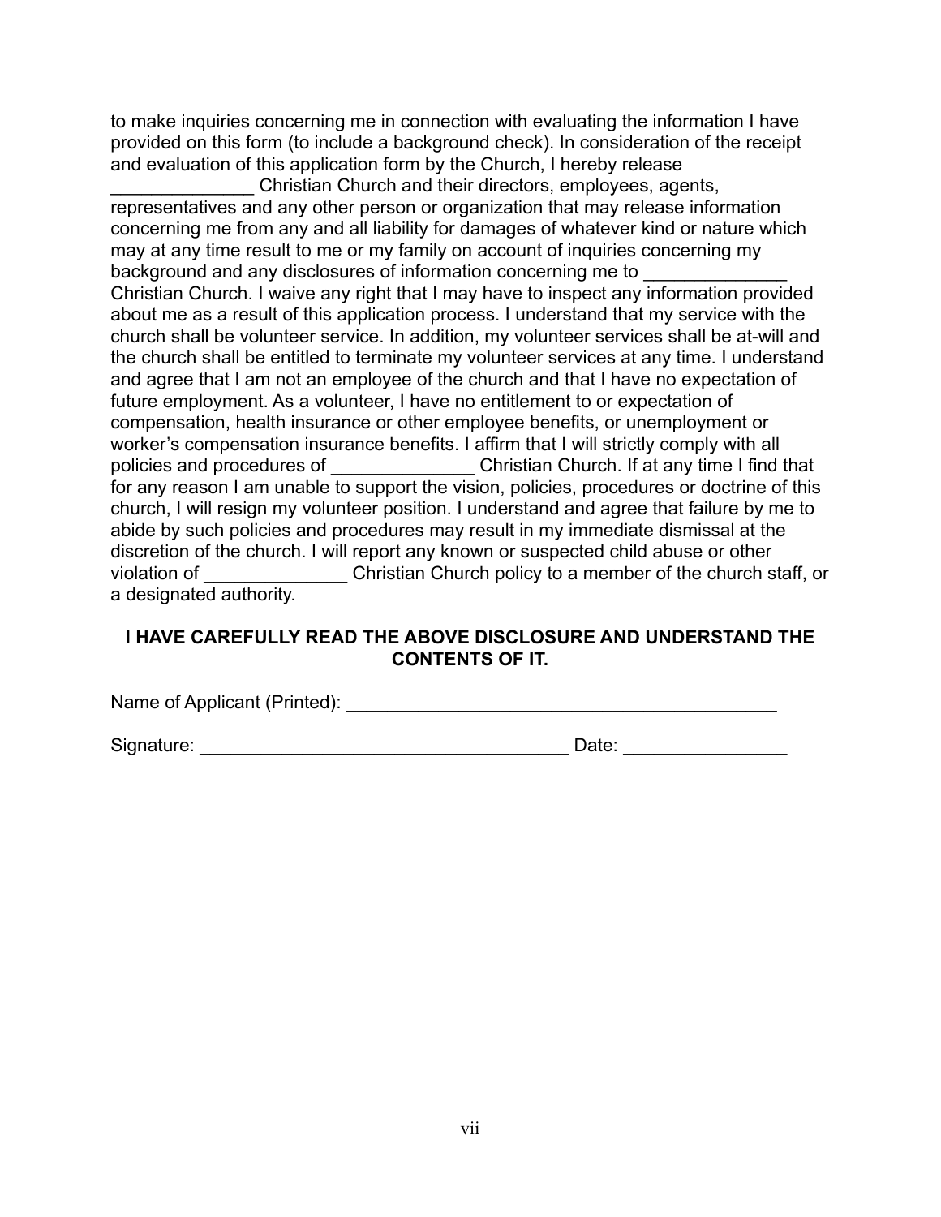to make inquiries concerning me in connection with evaluating the information I have provided on this form (to include a background check). In consideration of the receipt and evaluation of this application form by the Church, I hereby release ______________ Christian Church and their directors, employees, agents, representatives and any other person or organization that may release information concerning me from any and all liability for damages of whatever kind or nature which may at any time result to me or my family on account of inquiries concerning my background and any disclosures of information concerning me to ______________ Christian Church. I waive any right that I may have to inspect any information provided about me as a result of this application process. I understand that my service with the church shall be volunteer service. In addition, my volunteer services shall be at-will and the church shall be entitled to terminate my volunteer services at any time. I understand and agree that I am not an employee of the church and that I have no expectation of future employment. As a volunteer, I have no entitlement to or expectation of compensation, health insurance or other employee benefits, or unemployment or worker's compensation insurance benefits. I affirm that I will strictly comply with all policies and procedures of ______________ Christian Church. If at any time I find that for any reason I am unable to support the vision, policies, procedures or doctrine of this church, I will resign my volunteer position. I understand and agree that failure by me to abide by such policies and procedures may result in my immediate dismissal at the discretion of the church. I will report any known or suspected child abuse or other violation of ______________ Christian Church policy to a member of the church staff, or a designated authority.

**I HAVE CAREFULLY READ THE ABOVE DISCLOSURE AND UNDERSTAND THE CONTENTS OF IT.**

Name of Applicant (Printed): ___________________________________________

Signature: _____________________________________ Date: ________________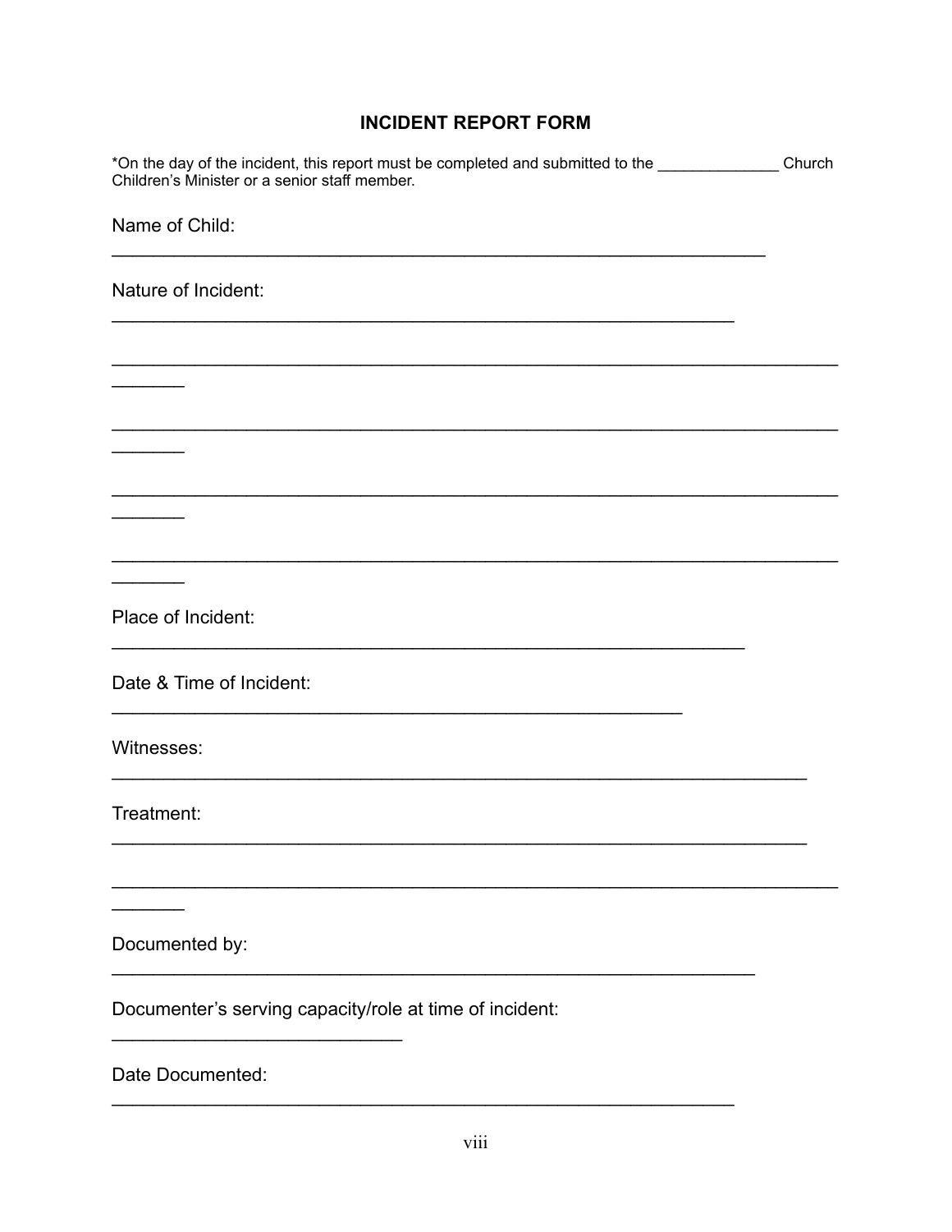# INCIDENT REPORT FORM

*On the day of the incident, this report must be completed and submitted to the ______________ Church Children's Minister or a senior staff member.

Name of Child:

______________________________________________________________

Nature of Incident:

___________________________________________________________

_____________________________________________________________________

_____________________________________________________________________

_____________________________________________________________________

_____________________________________________________________________

Place of Incident:

____________________________________________________________

Date & Time of Incident:

______________________________________________________

Witnesses:

__________________________________________________________________

Treatment:

__________________________________________________________________

_____________________________________________________________________

Documented by:

_____________________________________________________________

Documenter's serving capacity/role at time of incident:

___________________________

Date Documented:

___________________________________________________________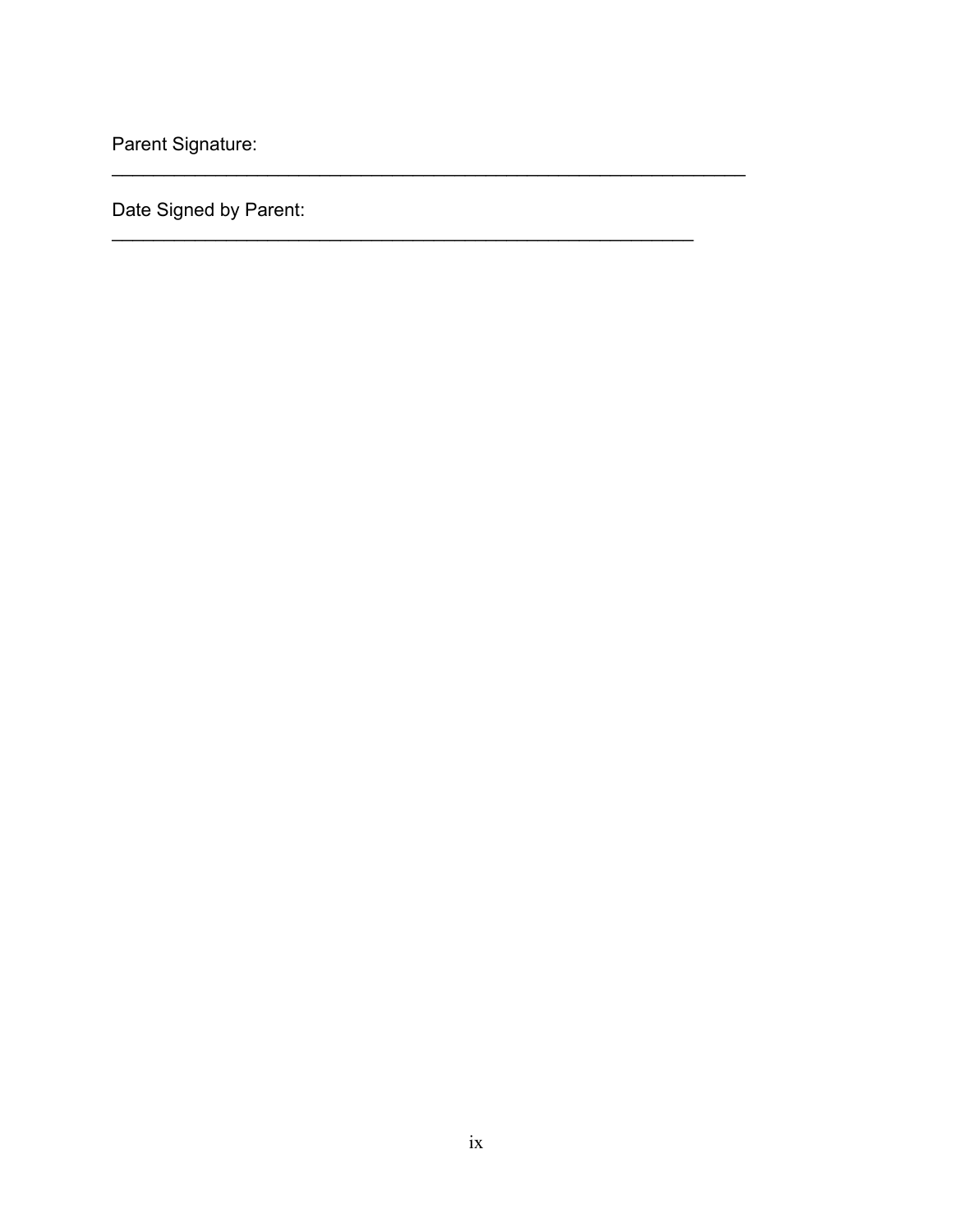Parent Signature:

___________________________________________________________________

Date Signed by Parent:

______________________________________________________________